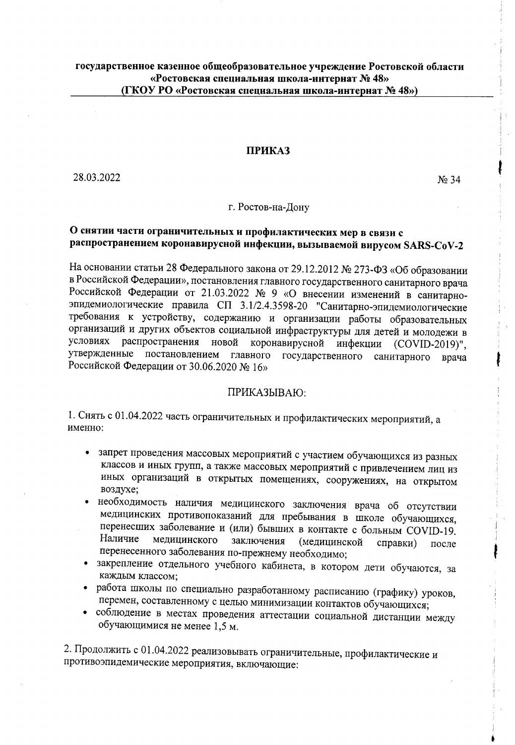**государственное казенное общеобразовательное учреждение Ростовской области «Ростовская специальная школа-интернат № 48» (ГКОУ РО «Ростовская специальная школа-интернат № 48»)**

**ПРИКАЗ**

28.03.2022 № 34

г. Ростов-на-Дону

**О снятии части ограничительных и профилактических мер в связи с распространением коронавирусной инфекции, вызываемой вирусом SARS-CoV-2**

На основании статьи 28 Федерального закона от 29.12.2012 № 273-ФЗ «Об образовании в Российской Федерации», постановления главного государственного санитарного врача Российской Федерации от 21.03.2022 № 9 «О внесении изменений в санитарно-эпидемиологические правила СП 3.1/2.4.3598-20 "Санитарно-эпидемиологические требования к устройству, содержанию и организации работы образовательных организаций и других объектов социальной инфраструктуры для детей и молодежи в условиях распространения новой коронавирусной инфекции (COVID-2019)", утвержденные постановлением главного государственного санитарного врача Российской Федерации от 30.06.2020 № 16»

ПРИКАЗЫВАЮ:

1. Снять с 01.04.2022 часть ограничительных и профилактических мероприятий, а именно:

- запрет проведения массовых мероприятий с участием обучающихся из разных классов и иных групп, а также массовых мероприятий с привлечением лиц из иных организаций в открытых помещениях, сооружениях, на открытом воздухе;
- необходимость наличия медицинского заключения врача об отсутствии медицинских противопоказаний для пребывания в школе обучающихся, перенесших заболевание и (или) бывших в контакте с больным COVID-19. Наличие медицинского заключения (медицинской справки) после перенесенного заболевания по-прежнему необходимо;
- закрепление отдельного учебного кабинета, в котором дети обучаются, за каждым классом;
- работа школы по специально разработанному расписанию (графику) уроков, перемен, составленному с целью минимизации контактов обучающихся;
- соблюдение в местах проведения аттестации социальной дистанции между обучающимися не менее 1,5 м.

2. Продолжить с 01.04.2022 реализовывать ограничительные, профилактические и противоэпидемические мероприятия, включающие: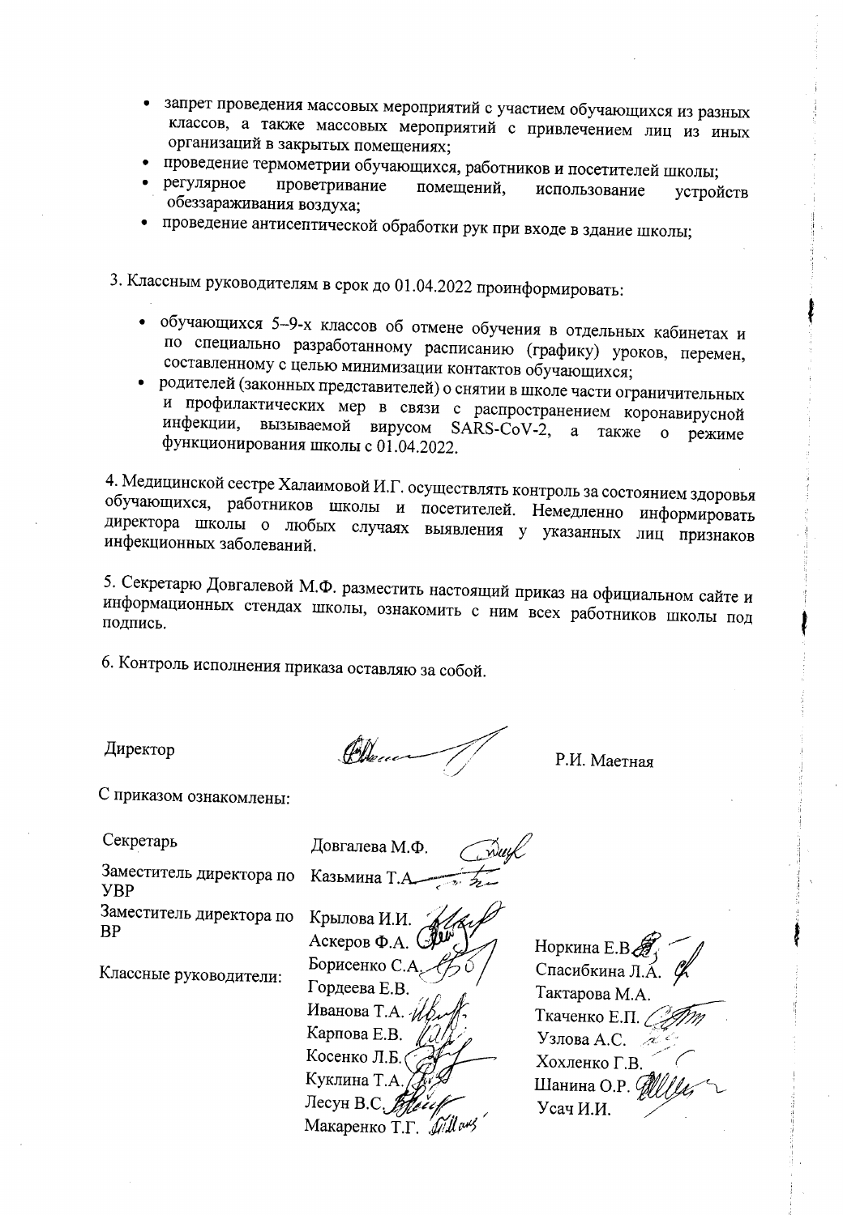- запрет проведения массовых мероприятий с участием обучающихся из разных классов, а также массовых мероприятий с привлечением лиц из иных организаций в закрытых помещениях;
- проведение термометрии обучающихся, работников и посетителей школы;
- регулярное проветривание помещений, использование устройств обеззараживания воздуха;
- проведение антисептической обработки рук при входе в здание школы;

3. Классным руководителям в срок до 01.04.2022 проинформировать:

- обучающихся 5–9-х классов об отмене обучения в отдельных кабинетах и по специально разработанному расписанию (графику) уроков, перемен, составленному с целью минимизации контактов обучающихся;
- родителей (законных представителей) о снятии в школе части ограничительных и профилактических мер в связи с распространением коронавирусной инфекции, вызываемой вирусом SARS-CoV-2, а также о режиме функционирования школы с 01.04.2022.

4. Медицинской сестре Халаимовой И.Г. осуществлять контроль за состоянием здоровья обучающихся, работников школы и посетителей. Немедленно информировать директора школы о любых случаях выявления у указанных лиц признаков инфекционных заболеваний.

5. Секретарю Довгалевой М.Ф. разместить настоящий приказ на официальном сайте и информационных стендах школы, ознакомить с ним всех работников школы под подпись.

6. Контроль исполнения приказа оставляю за собой.

Директор Р.И. Маетная

С приказом ознакомлены:

| | | |
|---|---|---|
| Секретарь | Довгалева М.Ф. | |
| Заместитель директора по УВР | Казьмина Т.А. | |
| Заместитель директора по ВР | Крылова И.И. | |
| Классные руководители: | Аскеров Ф.А. | Норкина Е.В. |
| | Борисенко С.А. | Спасибкина Л.А. |
| | Гордеева Е.В. | Тактарова М.А. |
| | Иванова Т.А. | Ткаченко Е.П. |
| | Карпова Е.В. | Узлова А.С. |
| | Косенко Л.Б. | Хохленко Г.В. |
| | Куклина Т.А. | Шанина О.Р. |
| | Лесун В.С. | Усач И.И. |
| | Макаренко Т.Г. | |